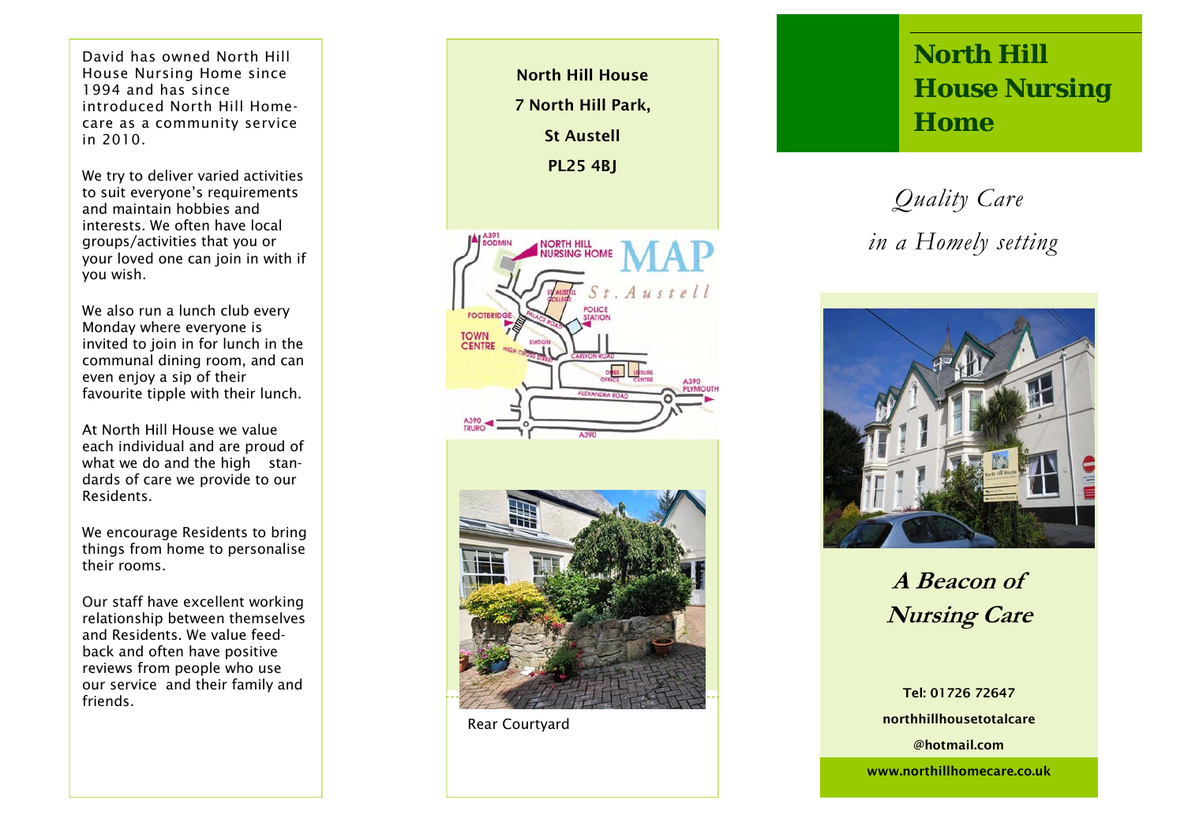David has owned North Hill House Nursing Home since 1994 and has since introduced North Hill Home-care as a community service in 2010.

We try to deliver varied activities to suit everyone's requirements and maintain hobbies and interests. We often have local groups/activities that you or your loved one can join in with if you wish.

We also run a lunch club every Monday where everyone is invited to join in for lunch in the communal dining room, and can even enjoy a sip of their favourite tipple with their lunch.

At North Hill House we value each individual and are proud of what we do and the high standards of care we provide to our Residents.

We encourage Residents to bring things from home to personalise their rooms.

Our staff have excellent working relationship between themselves and Residents. We value feedback and often have positive reviews from people who use our service and their family and friends.

**North Hill House**

**7 North Hill Park,**

**St Austell**

**PL25 4BJ**

Rear Courtyard

# North Hill House Nursing Home

*Quality Care*

*in a Homely setting*

## *A Beacon of Nursing Care*

**Tel: 01726 72647**

**northhillhousetotalcare@hotmail.com**

**www.northhillhomecare.co.uk**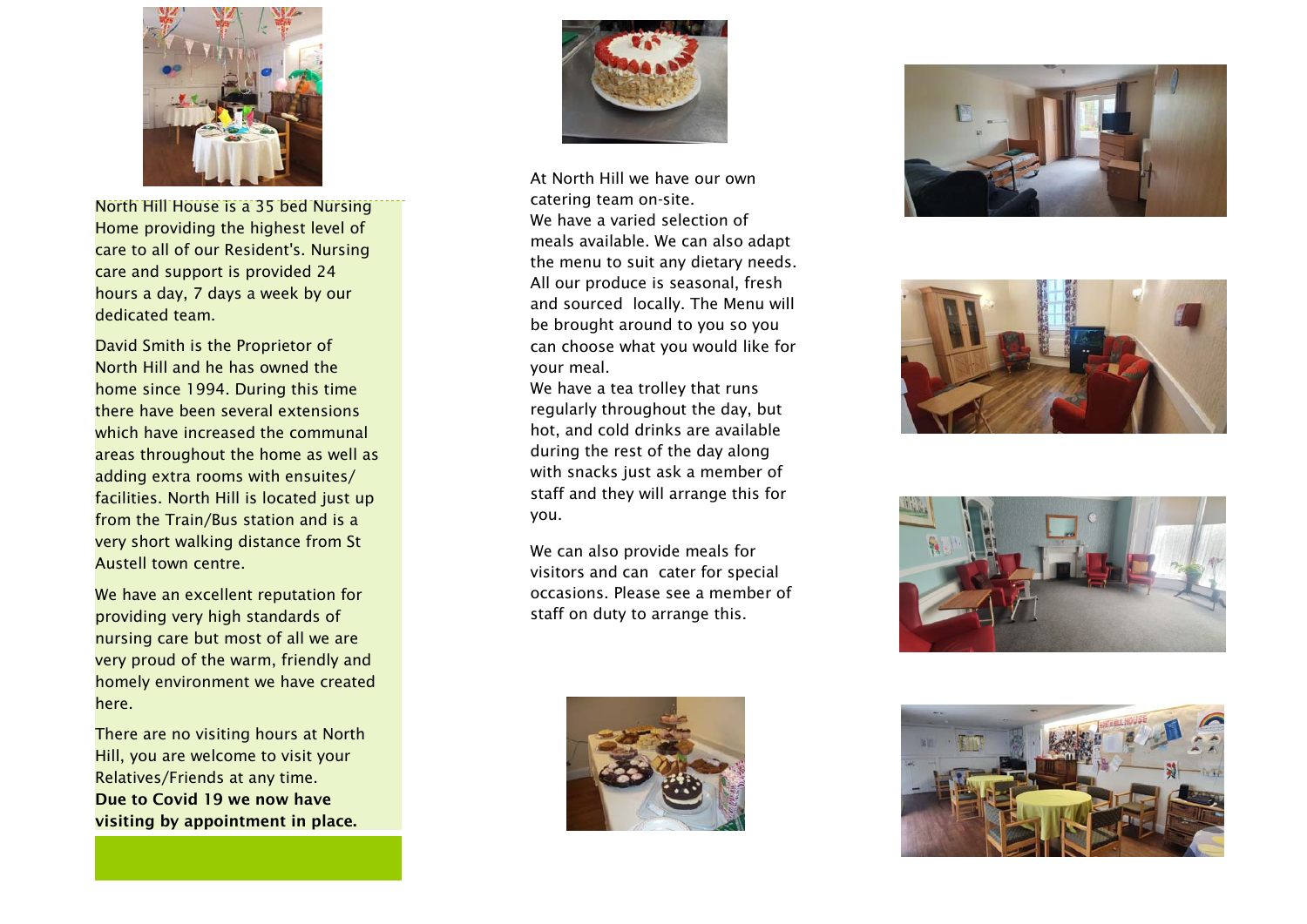North Hill House is a 35 bed Nursing Home providing the highest level of care to all of our Resident's. Nursing care and support is provided 24 hours a day, 7 days a week by our dedicated team.

David Smith is the Proprietor of North Hill and he has owned the home since 1994. During this time there have been several extensions which have increased the communal areas throughout the home as well as adding extra rooms with ensuites/ facilities. North Hill is located just up from the Train/Bus station and is a very short walking distance from St Austell town centre.

We have an excellent reputation for providing very high standards of nursing care but most of all we are very proud of the warm, friendly and homely environment we have created here.

There are no visiting hours at North Hill, you are welcome to visit your Relatives/Friends at any time.
**Due to Covid 19 we now have visiting by appointment in place.**

At North Hill we have our own catering team on-site.
We have a varied selection of meals available. We can also adapt the menu to suit any dietary needs. All our produce is seasonal, fresh and sourced locally. The Menu will be brought around to you so you can choose what you would like for your meal.
We have a tea trolley that runs regularly throughout the day, but hot, and cold drinks are available during the rest of the day along with snacks just ask a member of staff and they will arrange this for you.

We can also provide meals for visitors and can cater for special occasions. Please see a member of staff on duty to arrange this.